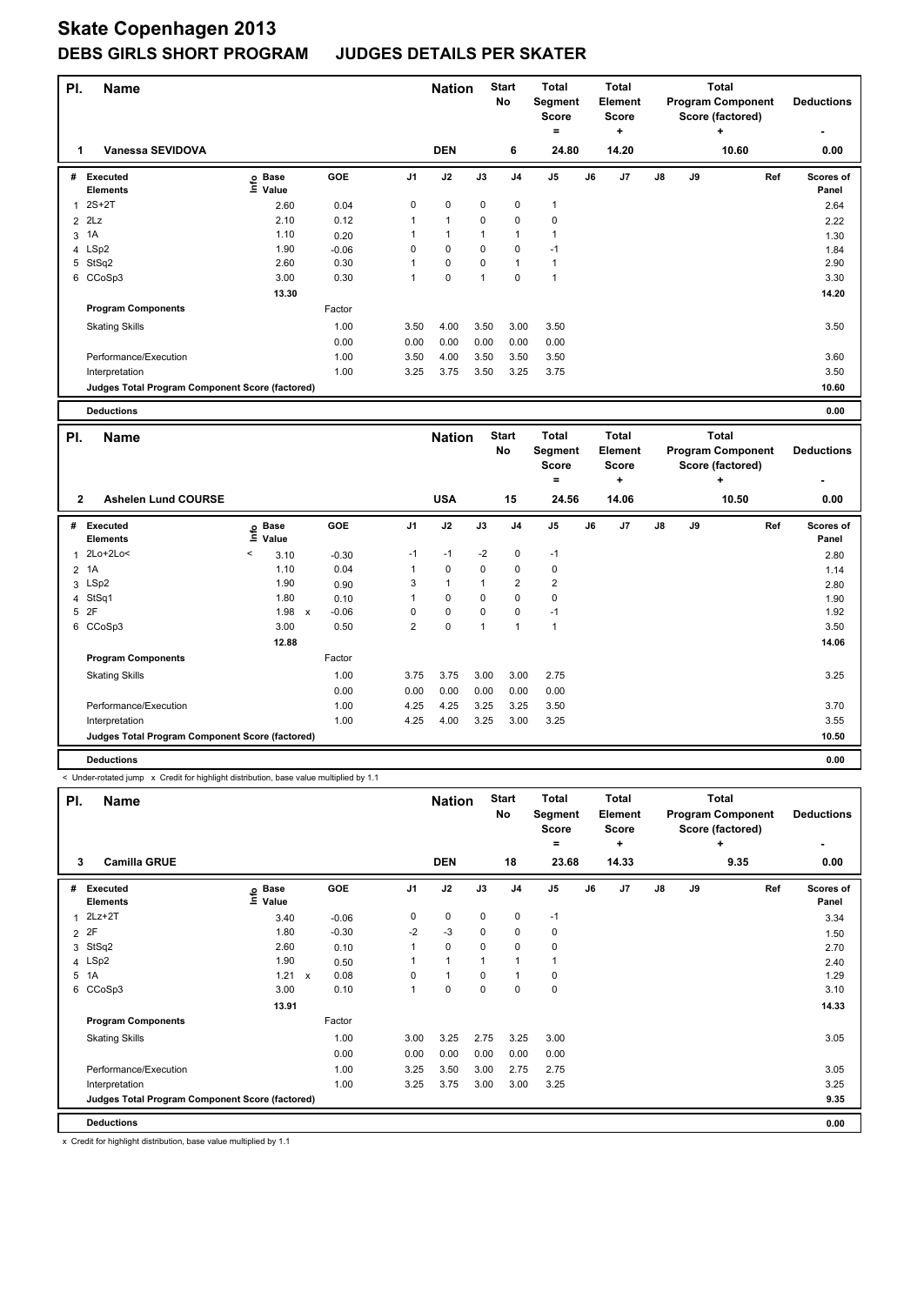# Skate Copenhagen 2013

## DEBS GIRLS SHORT PROGRAM JUDGES DETAILS PER SKATER

| Pl. | Name | Nation | Start No | Total Segment Score = | Total Element Score + | Total Program Component Score (factored) + | Deductions - |
|---|---|---|---|---|---|---|---|
| 1 | Vanessa SEVIDOVA | DEN | 6 | 24.80 | 14.20 | 10.60 | 0.00 |

| # | Executed Elements | Info | Base Value | | GOE | J1 | J2 | J3 | J4 | J5 | J6 | J7 | J8 | J9 | Ref | Scores of Panel |
|---|---|---|---|---|---|---|---|---|---|---|---|---|---|---|---|---|
| 1 | 2S+2T | | 2.60 | | 0.04 | 0 | 0 | 0 | 0 | 1 | | | | | | 2.64 |
| 2 | 2Lz | | 2.10 | | 0.12 | 1 | 1 | 0 | 0 | 0 | | | | | | 2.22 |
| 3 | 1A | | 1.10 | | 0.20 | 1 | 1 | 1 | 1 | 1 | | | | | | 1.30 |
| 4 | LSp2 | | 1.90 | | -0.06 | 0 | 0 | 0 | 0 | -1 | | | | | | 1.84 |
| 5 | StSq2 | | 2.60 | | 0.30 | 1 | 0 | 0 | 1 | 1 | | | | | | 2.90 |
| 6 | CCoSp3 | | 3.00 | | 0.30 | 1 | 0 | 1 | 0 | 1 | | | | | | 3.30 |
| | | | 13.30 | | | | | | | | | | | | | 14.20 |
| | **Program Components** | | | | Factor | | | | | | | | | | | |
| | Skating Skills | | | | 1.00 | 3.50 | 4.00 | 3.50 | 3.00 | 3.50 | | | | | | 3.50 |
| | | | | | 0.00 | 0.00 | 0.00 | 0.00 | 0.00 | 0.00 | | | | | | |
| | Performance/Execution | | | | 1.00 | 3.50 | 4.00 | 3.50 | 3.50 | 3.50 | | | | | | 3.60 |
| | Interpretation | | | | 1.00 | 3.25 | 3.75 | 3.50 | 3.25 | 3.75 | | | | | | 3.50 |
| | **Judges Total Program Component Score (factored)** | | | | | | | | | | | | | | | 10.60 |
| | **Deductions** | | | | | | | | | | | | | | | 0.00 |

| Pl. | Name | Nation | Start No | Total Segment Score = | Total Element Score + | Total Program Component Score (factored) + | Deductions - |
|---|---|---|---|---|---|---|---|
| 2 | Ashelen Lund COURSE | USA | 15 | 24.56 | 14.06 | 10.50 | 0.00 |

| # | Executed Elements | Info | Base Value | | GOE | J1 | J2 | J3 | J4 | J5 | J6 | J7 | J8 | J9 | Ref | Scores of Panel |
|---|---|---|---|---|---|---|---|---|---|---|---|---|---|---|---|---|
| 1 | 2Lo+2Lo< | < | 3.10 | | -0.30 | -1 | -1 | -2 | 0 | -1 | | | | | | 2.80 |
| 2 | 1A | | 1.10 | | 0.04 | 1 | 0 | 0 | 0 | 0 | | | | | | 1.14 |
| 3 | LSp2 | | 1.90 | | 0.90 | 3 | 1 | 1 | 2 | 2 | | | | | | 2.80 |
| 4 | StSq1 | | 1.80 | | 0.10 | 1 | 0 | 0 | 0 | 0 | | | | | | 1.90 |
| 5 | 2F | | 1.98 | x | -0.06 | 0 | 0 | 0 | 0 | -1 | | | | | | 1.92 |
| 6 | CCoSp3 | | 3.00 | | 0.50 | 2 | 0 | 1 | 1 | 1 | | | | | | 3.50 |
| | | | 12.88 | | | | | | | | | | | | | 14.06 |
| | **Program Components** | | | | Factor | | | | | | | | | | | |
| | Skating Skills | | | | 1.00 | 3.75 | 3.75 | 3.00 | 3.00 | 2.75 | | | | | | 3.25 |
| | | | | | 0.00 | 0.00 | 0.00 | 0.00 | 0.00 | 0.00 | | | | | | |
| | Performance/Execution | | | | 1.00 | 4.25 | 4.25 | 3.25 | 3.25 | 3.50 | | | | | | 3.70 |
| | Interpretation | | | | 1.00 | 4.25 | 4.00 | 3.25 | 3.00 | 3.25 | | | | | | 3.55 |
| | **Judges Total Program Component Score (factored)** | | | | | | | | | | | | | | | 10.50 |
| | **Deductions** | | | | | | | | | | | | | | | 0.00 |

< Under-rotated jump x Credit for highlight distribution, base value multiplied by 1.1

| Pl. | Name | Nation | Start No | Total Segment Score = | Total Element Score + | Total Program Component Score (factored) + | Deductions - |
|---|---|---|---|---|---|---|---|
| 3 | Camilla GRUE | DEN | 18 | 23.68 | 14.33 | 9.35 | 0.00 |

| # | Executed Elements | Info | Base Value | | GOE | J1 | J2 | J3 | J4 | J5 | J6 | J7 | J8 | J9 | Ref | Scores of Panel |
|---|---|---|---|---|---|---|---|---|---|---|---|---|---|---|---|---|
| 1 | 2Lz+2T | | 3.40 | | -0.06 | 0 | 0 | 0 | 0 | -1 | | | | | | 3.34 |
| 2 | 2F | | 1.80 | | -0.30 | -2 | -3 | 0 | 0 | 0 | | | | | | 1.50 |
| 3 | StSq2 | | 2.60 | | 0.10 | 1 | 0 | 0 | 0 | 0 | | | | | | 2.70 |
| 4 | LSp2 | | 1.90 | | 0.50 | 1 | 1 | 1 | 1 | 1 | | | | | | 2.40 |
| 5 | 1A | | 1.21 | x | 0.08 | 0 | 1 | 0 | 1 | 0 | | | | | | 1.29 |
| 6 | CCoSp3 | | 3.00 | | 0.10 | 1 | 0 | 0 | 0 | 0 | | | | | | 3.10 |
| | | | 13.91 | | | | | | | | | | | | | 14.33 |
| | **Program Components** | | | | Factor | | | | | | | | | | | |
| | Skating Skills | | | | 1.00 | 3.00 | 3.25 | 2.75 | 3.25 | 3.00 | | | | | | 3.05 |
| | | | | | 0.00 | 0.00 | 0.00 | 0.00 | 0.00 | 0.00 | | | | | | |
| | Performance/Execution | | | | 1.00 | 3.25 | 3.50 | 3.00 | 2.75 | 2.75 | | | | | | 3.05 |
| | Interpretation | | | | 1.00 | 3.25 | 3.75 | 3.00 | 3.00 | 3.25 | | | | | | 3.25 |
| | **Judges Total Program Component Score (factored)** | | | | | | | | | | | | | | | 9.35 |
| | **Deductions** | | | | | | | | | | | | | | | 0.00 |

x Credit for highlight distribution, base value multiplied by 1.1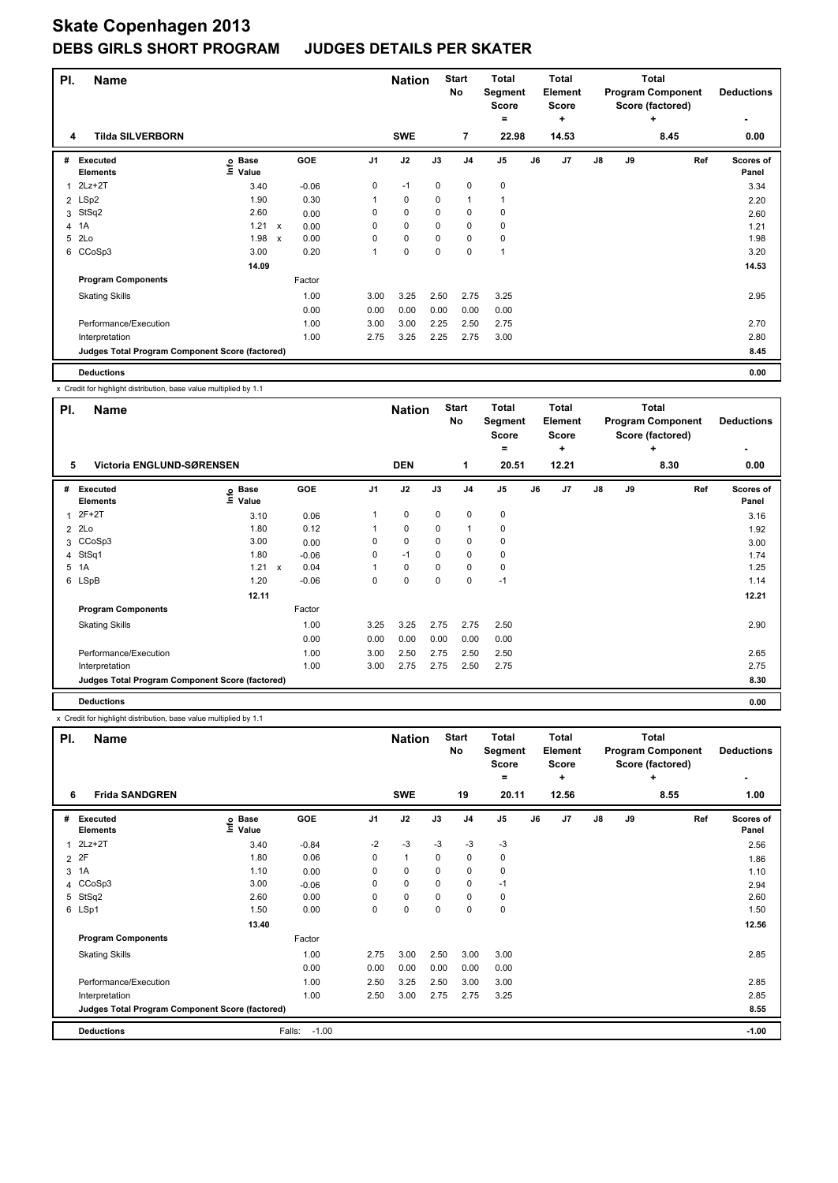# Skate Copenhagen 2013

## DEBS GIRLS SHORT PROGRAM JUDGES DETAILS PER SKATER

| Pl. | Name | | | Nation | Start No | Total Segment Score = | Total Element Score + | Total Program Component Score (factored) + | Deductions - |
|---|---|---|---|---|---|---|---|---|---|
| 4 | Tilda SILVERBORN | | | SWE | 7 | 22.98 | 14.53 | 8.45 | 0.00 |

| # | Executed Elements | Info | Base Value | | GOE | J1 | J2 | J3 | J4 | J5 | J6 | J7 | J8 | J9 | Ref | Scores of Panel |
|---|---|---|---|---|---|---|---|---|---|---|---|---|---|---|---|---|
| 1 | 2Lz+2T | | 3.40 | | -0.06 | 0 | -1 | 0 | 0 | 0 | | | | | | 3.34 |
| 2 | LSp2 | | 1.90 | | 0.30 | 1 | 0 | 0 | 1 | 1 | | | | | | 2.20 |
| 3 | StSq2 | | 2.60 | | 0.00 | 0 | 0 | 0 | 0 | 0 | | | | | | 2.60 |
| 4 | 1A | | 1.21 | x | 0.00 | 0 | 0 | 0 | 0 | 0 | | | | | | 1.21 |
| 5 | 2Lo | | 1.98 | x | 0.00 | 0 | 0 | 0 | 0 | 0 | | | | | | 1.98 |
| 6 | CCoSp3 | | 3.00 | | 0.20 | 1 | 0 | 0 | 0 | 1 | | | | | | 3.20 |
| | | | 14.09 | | | | | | | | | | | | | 14.53 |
| | **Program Components** | | | | Factor | | | | | | | | | | | |
| | Skating Skills | | | | 1.00 | 3.00 | 3.25 | 2.50 | 2.75 | 3.25 | | | | | | 2.95 |
| | | | | | 0.00 | 0.00 | 0.00 | 0.00 | 0.00 | 0.00 | | | | | | |
| | Performance/Execution | | | | 1.00 | 3.00 | 3.00 | 2.25 | 2.50 | 2.75 | | | | | | 2.70 |
| | Interpretation | | | | 1.00 | 2.75 | 3.25 | 2.25 | 2.75 | 3.00 | | | | | | 2.80 |
| | **Judges Total Program Component Score (factored)** | | | | | | | | | | | | | | | 8.45 |
| | **Deductions** | | | | | | | | | | | | | | | 0.00 |

x Credit for highlight distribution, base value multiplied by 1.1

| Pl. | Name | | | Nation | Start No | Total Segment Score = | Total Element Score + | Total Program Component Score (factored) + | Deductions - |
|---|---|---|---|---|---|---|---|---|---|
| 5 | Victoria ENGLUND-SØRENSEN | | | DEN | 1 | 20.51 | 12.21 | 8.30 | 0.00 |

| # | Executed Elements | Info | Base Value | | GOE | J1 | J2 | J3 | J4 | J5 | J6 | J7 | J8 | J9 | Ref | Scores of Panel |
|---|---|---|---|---|---|---|---|---|---|---|---|---|---|---|---|---|
| 1 | 2F+2T | | 3.10 | | 0.06 | 1 | 0 | 0 | 0 | 0 | | | | | | 3.16 |
| 2 | 2Lo | | 1.80 | | 0.12 | 1 | 0 | 0 | 1 | 0 | | | | | | 1.92 |
| 3 | CCoSp3 | | 3.00 | | 0.00 | 0 | 0 | 0 | 0 | 0 | | | | | | 3.00 |
| 4 | StSq1 | | 1.80 | | -0.06 | 0 | -1 | 0 | 0 | 0 | | | | | | 1.74 |
| 5 | 1A | | 1.21 | x | 0.04 | 1 | 0 | 0 | 0 | 0 | | | | | | 1.25 |
| 6 | LSpB | | 1.20 | | -0.06 | 0 | 0 | 0 | 0 | -1 | | | | | | 1.14 |
| | | | 12.11 | | | | | | | | | | | | | 12.21 |
| | **Program Components** | | | | Factor | | | | | | | | | | | |
| | Skating Skills | | | | 1.00 | 3.25 | 3.25 | 2.75 | 2.75 | 2.50 | | | | | | 2.90 |
| | | | | | 0.00 | 0.00 | 0.00 | 0.00 | 0.00 | 0.00 | | | | | | |
| | Performance/Execution | | | | 1.00 | 3.00 | 2.50 | 2.75 | 2.50 | 2.50 | | | | | | 2.65 |
| | Interpretation | | | | 1.00 | 3.00 | 2.75 | 2.75 | 2.50 | 2.75 | | | | | | 2.75 |
| | **Judges Total Program Component Score (factored)** | | | | | | | | | | | | | | | 8.30 |
| | **Deductions** | | | | | | | | | | | | | | | 0.00 |

x Credit for highlight distribution, base value multiplied by 1.1

| Pl. | Name | | | Nation | Start No | Total Segment Score = | Total Element Score + | Total Program Component Score (factored) + | Deductions - |
|---|---|---|---|---|---|---|---|---|---|
| 6 | Frida SANDGREN | | | SWE | 19 | 20.11 | 12.56 | 8.55 | 1.00 |

| # | Executed Elements | Info | Base Value | | GOE | J1 | J2 | J3 | J4 | J5 | J6 | J7 | J8 | J9 | Ref | Scores of Panel |
|---|---|---|---|---|---|---|---|---|---|---|---|---|---|---|---|---|
| 1 | 2Lz+2T | | 3.40 | | -0.84 | -2 | -3 | -3 | -3 | -3 | | | | | | 2.56 |
| 2 | 2F | | 1.80 | | 0.06 | 0 | 1 | 0 | 0 | 0 | | | | | | 1.86 |
| 3 | 1A | | 1.10 | | 0.00 | 0 | 0 | 0 | 0 | 0 | | | | | | 1.10 |
| 4 | CCoSp3 | | 3.00 | | -0.06 | 0 | 0 | 0 | 0 | -1 | | | | | | 2.94 |
| 5 | StSq2 | | 2.60 | | 0.00 | 0 | 0 | 0 | 0 | 0 | | | | | | 2.60 |
| 6 | LSp1 | | 1.50 | | 0.00 | 0 | 0 | 0 | 0 | 0 | | | | | | 1.50 |
| | | | 13.40 | | | | | | | | | | | | | 12.56 |
| | **Program Components** | | | | Factor | | | | | | | | | | | |
| | Skating Skills | | | | 1.00 | 2.75 | 3.00 | 2.50 | 3.00 | 3.00 | | | | | | 2.85 |
| | | | | | 0.00 | 0.00 | 0.00 | 0.00 | 0.00 | 0.00 | | | | | | |
| | Performance/Execution | | | | 1.00 | 2.50 | 3.25 | 2.50 | 3.00 | 3.00 | | | | | | 2.85 |
| | Interpretation | | | | 1.00 | 2.50 | 3.00 | 2.75 | 2.75 | 3.25 | | | | | | 2.85 |
| | **Judges Total Program Component Score (factored)** | | | | | | | | | | | | | | | 8.55 |
| | **Deductions** | | | | Falls: -1.00 | | | | | | | | | | | -1.00 |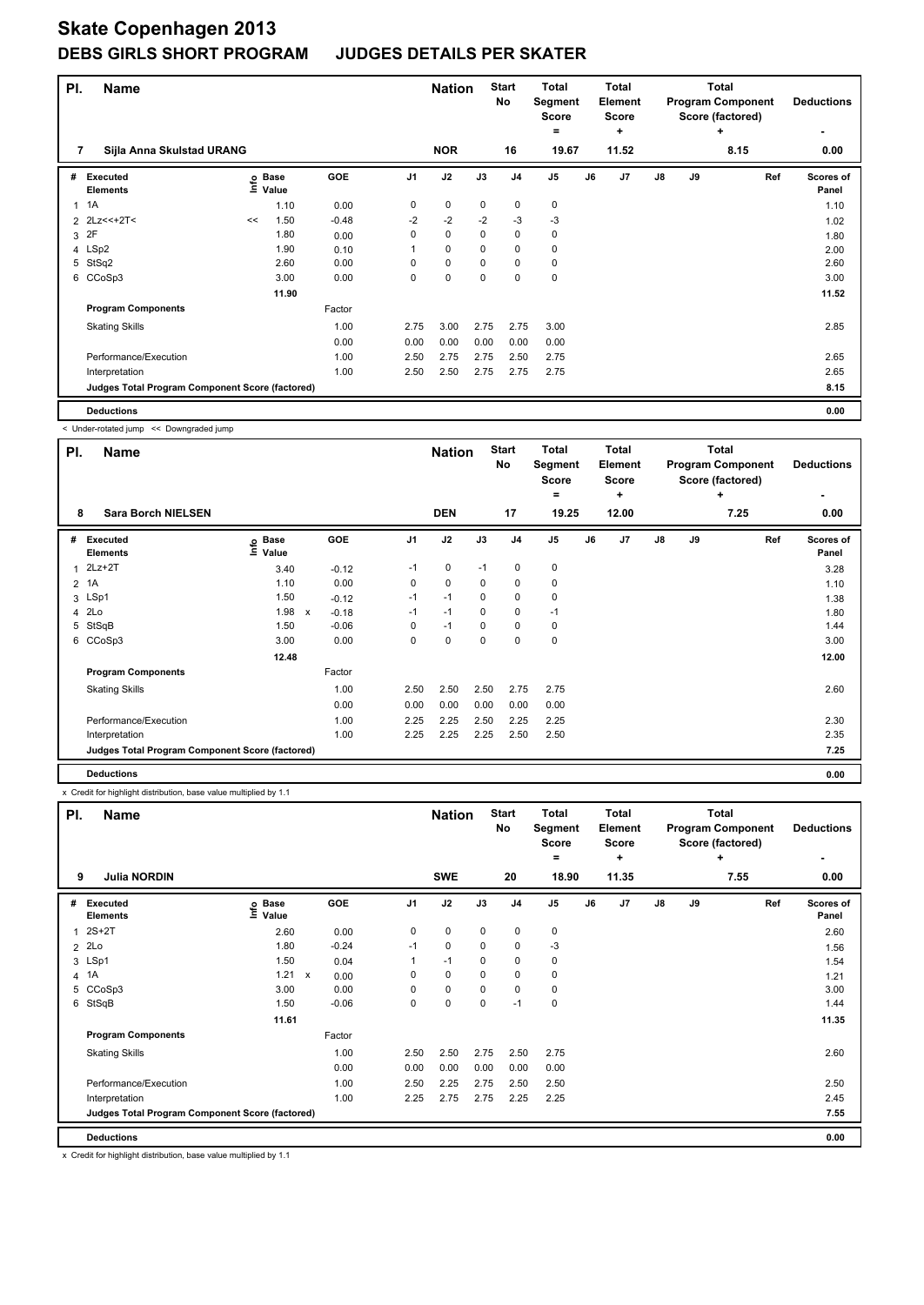# Skate Copenhagen 2013

## DEBS GIRLS SHORT PROGRAM JUDGES DETAILS PER SKATER

| Pl. | Name | Nation | Start No | Total Segment Score = | Total Element Score + | Total Program Component Score (factored) + | Deductions - |
|---|---|---|---|---|---|---|---|
| 7 | Sijla Anna Skulstad URANG | NOR | 16 | 19.67 | 11.52 | 8.15 | 0.00 |

| # | Executed Elements | Info | Base Value | GOE | J1 | J2 | J3 | J4 | J5 | J6 | J7 | J8 | J9 | Ref | Scores of Panel |
|---|---|---|---|---|---|---|---|---|---|---|---|---|---|---|---|
| 1 | 1A | | 1.10 | 0.00 | 0 | 0 | 0 | 0 | 0 | | | | | | 1.10 |
| 2 | 2Lz<<+2T< | << | 1.50 | -0.48 | -2 | -2 | -2 | -3 | -3 | | | | | | 1.02 |
| 3 | 2F | | 1.80 | 0.00 | 0 | 0 | 0 | 0 | 0 | | | | | | 1.80 |
| 4 | LSp2 | | 1.90 | 0.10 | 1 | 0 | 0 | 0 | 0 | | | | | | 2.00 |
| 5 | StSq2 | | 2.60 | 0.00 | 0 | 0 | 0 | 0 | 0 | | | | | | 2.60 |
| 6 | CCoSp3 | | 3.00 | 0.00 | 0 | 0 | 0 | 0 | 0 | | | | | | 3.00 |
| | | | 11.90 | | | | | | | | | | | | 11.52 |
| | **Program Components** | | | Factor | | | | | | | | | | | |
| | Skating Skills | | | 1.00 | 2.75 | 3.00 | 2.75 | 2.75 | 3.00 | | | | | | 2.85 |
| | | | | 0.00 | 0.00 | 0.00 | 0.00 | 0.00 | 0.00 | | | | | | |
| | Performance/Execution | | | 1.00 | 2.50 | 2.75 | 2.75 | 2.50 | 2.75 | | | | | | 2.65 |
| | Interpretation | | | 1.00 | 2.50 | 2.50 | 2.75 | 2.75 | 2.75 | | | | | | 2.65 |
| | **Judges Total Program Component Score (factored)** | | | | | | | | | | | | | | 8.15 |
| | **Deductions** | | | | | | | | | | | | | | 0.00 |

< Under-rotated jump << Downgraded jump

| Pl. | Name | Nation | Start No | Total Segment Score = | Total Element Score + | Total Program Component Score (factored) + | Deductions - |
|---|---|---|---|---|---|---|---|
| 8 | Sara Borch NIELSEN | DEN | 17 | 19.25 | 12.00 | 7.25 | 0.00 |

| # | Executed Elements | Info | Base Value | GOE | J1 | J2 | J3 | J4 | J5 | J6 | J7 | J8 | J9 | Ref | Scores of Panel |
|---|---|---|---|---|---|---|---|---|---|---|---|---|---|---|---|
| 1 | 2Lz+2T | | 3.40 | -0.12 | -1 | 0 | -1 | 0 | 0 | | | | | | 3.28 |
| 2 | 1A | | 1.10 | 0.00 | 0 | 0 | 0 | 0 | 0 | | | | | | 1.10 |
| 3 | LSp1 | | 1.50 | -0.12 | -1 | -1 | 0 | 0 | 0 | | | | | | 1.38 |
| 4 | 2Lo | | 1.98 x | -0.18 | -1 | -1 | 0 | 0 | -1 | | | | | | 1.80 |
| 5 | StSqB | | 1.50 | -0.06 | 0 | -1 | 0 | 0 | 0 | | | | | | 1.44 |
| 6 | CCoSp3 | | 3.00 | 0.00 | 0 | 0 | 0 | 0 | 0 | | | | | | 3.00 |
| | | | 12.48 | | | | | | | | | | | | 12.00 |
| | **Program Components** | | | Factor | | | | | | | | | | | |
| | Skating Skills | | | 1.00 | 2.50 | 2.50 | 2.50 | 2.75 | 2.75 | | | | | | 2.60 |
| | | | | 0.00 | 0.00 | 0.00 | 0.00 | 0.00 | 0.00 | | | | | | |
| | Performance/Execution | | | 1.00 | 2.25 | 2.25 | 2.50 | 2.25 | 2.25 | | | | | | 2.30 |
| | Interpretation | | | 1.00 | 2.25 | 2.25 | 2.25 | 2.50 | 2.50 | | | | | | 2.35 |
| | **Judges Total Program Component Score (factored)** | | | | | | | | | | | | | | 7.25 |
| | **Deductions** | | | | | | | | | | | | | | 0.00 |

x Credit for highlight distribution, base value multiplied by 1.1

| Pl. | Name | Nation | Start No | Total Segment Score = | Total Element Score + | Total Program Component Score (factored) + | Deductions - |
|---|---|---|---|---|---|---|---|
| 9 | Julia NORDIN | SWE | 20 | 18.90 | 11.35 | 7.55 | 0.00 |

| # | Executed Elements | Info | Base Value | GOE | J1 | J2 | J3 | J4 | J5 | J6 | J7 | J8 | J9 | Ref | Scores of Panel |
|---|---|---|---|---|---|---|---|---|---|---|---|---|---|---|---|
| 1 | 2S+2T | | 2.60 | 0.00 | 0 | 0 | 0 | 0 | 0 | | | | | | 2.60 |
| 2 | 2Lo | | 1.80 | -0.24 | -1 | 0 | 0 | 0 | -3 | | | | | | 1.56 |
| 3 | LSp1 | | 1.50 | 0.04 | 1 | -1 | 0 | 0 | 0 | | | | | | 1.54 |
| 4 | 1A | | 1.21 x | 0.00 | 0 | 0 | 0 | 0 | 0 | | | | | | 1.21 |
| 5 | CCoSp3 | | 3.00 | 0.00 | 0 | 0 | 0 | 0 | 0 | | | | | | 3.00 |
| 6 | StSqB | | 1.50 | -0.06 | 0 | 0 | 0 | -1 | 0 | | | | | | 1.44 |
| | | | 11.61 | | | | | | | | | | | | 11.35 |
| | **Program Components** | | | Factor | | | | | | | | | | | |
| | Skating Skills | | | 1.00 | 2.50 | 2.50 | 2.75 | 2.50 | 2.75 | | | | | | 2.60 |
| | | | | 0.00 | 0.00 | 0.00 | 0.00 | 0.00 | 0.00 | | | | | | |
| | Performance/Execution | | | 1.00 | 2.50 | 2.25 | 2.75 | 2.50 | 2.50 | | | | | | 2.50 |
| | Interpretation | | | 1.00 | 2.25 | 2.75 | 2.75 | 2.25 | 2.25 | | | | | | 2.45 |
| | **Judges Total Program Component Score (factored)** | | | | | | | | | | | | | | 7.55 |
| | **Deductions** | | | | | | | | | | | | | | 0.00 |

x Credit for highlight distribution, base value multiplied by 1.1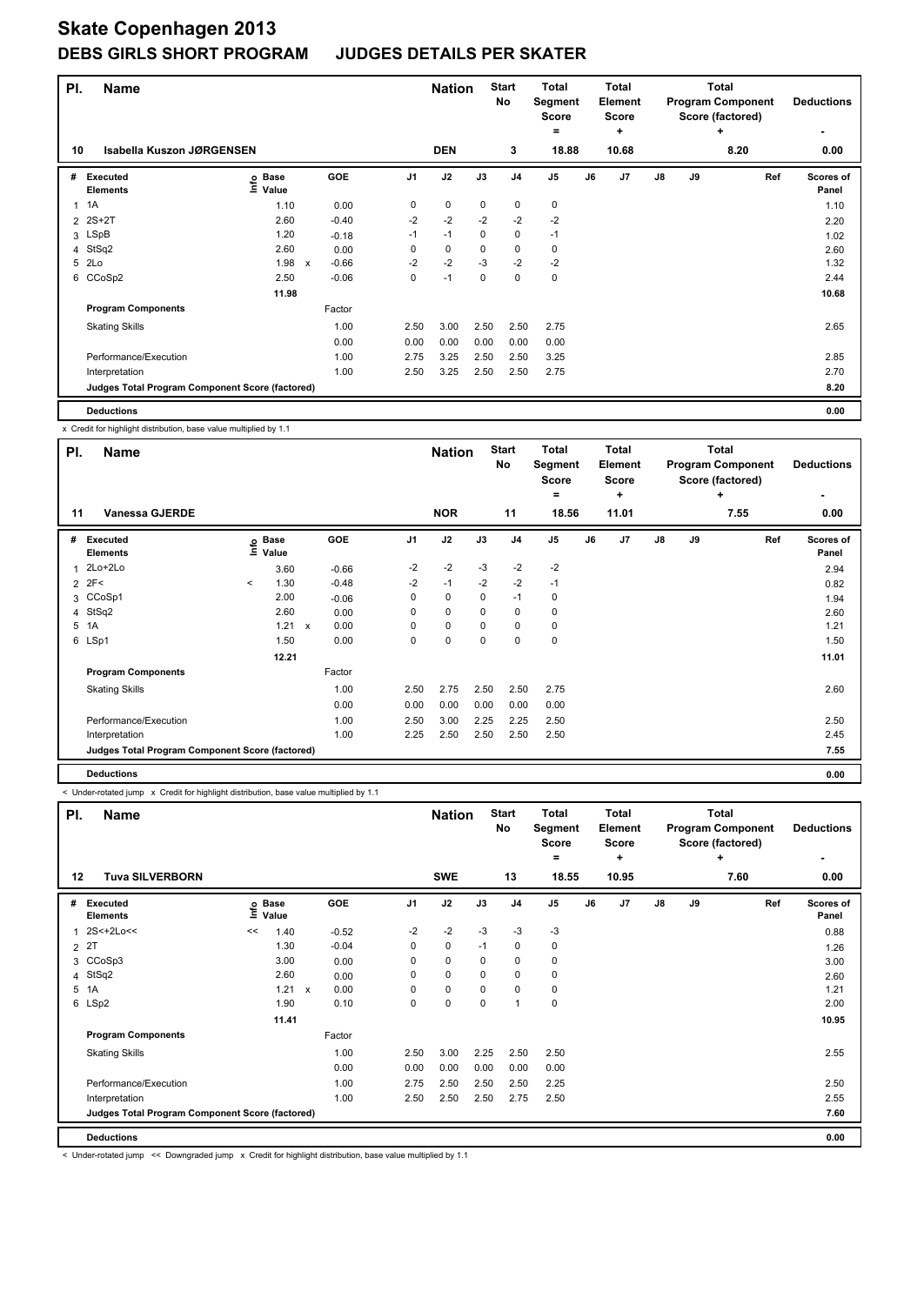# Skate Copenhagen 2013

## DEBS GIRLS SHORT PROGRAM JUDGES DETAILS PER SKATER

| Pl. | Name | Nation | Start No | Total Segment Score = | Total Element Score + | Total Program Component Score (factored) + | Deductions - |
|---|---|---|---|---|---|---|---|
| 10 | Isabella Kuszon JØRGENSEN | DEN | 3 | 18.88 | 10.68 | 8.20 | 0.00 |

| # | Executed Elements | Info | Base Value | | GOE | J1 | J2 | J3 | J4 | J5 | J6 | J7 | J8 | J9 | Ref | Scores of Panel |
|---|---|---|---|---|---|---|---|---|---|---|---|---|---|---|---|---|
| 1 | 1A | | 1.10 | | 0.00 | 0 | 0 | 0 | 0 | 0 | | | | | | 1.10 |
| 2 | 2S+2T | | 2.60 | | -0.40 | -2 | -2 | -2 | -2 | -2 | | | | | | 2.20 |
| 3 | LSpB | | 1.20 | | -0.18 | -1 | -1 | 0 | 0 | -1 | | | | | | 1.02 |
| 4 | StSq2 | | 2.60 | | 0.00 | 0 | 0 | 0 | 0 | 0 | | | | | | 2.60 |
| 5 | 2Lo | | 1.98 | x | -0.66 | -2 | -2 | -3 | -2 | -2 | | | | | | 1.32 |
| 6 | CCoSp2 | | 2.50 | | -0.06 | 0 | -1 | 0 | 0 | 0 | | | | | | 2.44 |
| | | | 11.98 | | | | | | | | | | | | | 10.68 |
| | **Program Components** | | | | Factor | | | | | | | | | | | |
| | Skating Skills | | | | 1.00 | 2.50 | 3.00 | 2.50 | 2.50 | 2.75 | | | | | | 2.65 |
| | | | | | 0.00 | 0.00 | 0.00 | 0.00 | 0.00 | 0.00 | | | | | | |
| | Performance/Execution | | | | 1.00 | 2.75 | 3.25 | 2.50 | 2.50 | 3.25 | | | | | | 2.85 |
| | Interpretation | | | | 1.00 | 2.50 | 3.25 | 2.50 | 2.50 | 2.75 | | | | | | 2.70 |
| | **Judges Total Program Component Score (factored)** | | | | | | | | | | | | | | | 8.20 |
| | **Deductions** | | | | | | | | | | | | | | | 0.00 |

x Credit for highlight distribution, base value multiplied by 1.1

| Pl. | Name | Nation | Start No | Total Segment Score = | Total Element Score + | Total Program Component Score (factored) + | Deductions - |
|---|---|---|---|---|---|---|---|
| 11 | Vanessa GJERDE | NOR | 11 | 18.56 | 11.01 | 7.55 | 0.00 |

| # | Executed Elements | Info | Base Value | | GOE | J1 | J2 | J3 | J4 | J5 | J6 | J7 | J8 | J9 | Ref | Scores of Panel |
|---|---|---|---|---|---|---|---|---|---|---|---|---|---|---|---|---|
| 1 | 2Lo+2Lo | | 3.60 | | -0.66 | -2 | -2 | -3 | -2 | -2 | | | | | | 2.94 |
| 2 | 2F< | < | 1.30 | | -0.48 | -2 | -1 | -2 | -2 | -1 | | | | | | 0.82 |
| 3 | CCoSp1 | | 2.00 | | -0.06 | 0 | 0 | 0 | -1 | 0 | | | | | | 1.94 |
| 4 | StSq2 | | 2.60 | | 0.00 | 0 | 0 | 0 | 0 | 0 | | | | | | 2.60 |
| 5 | 1A | | 1.21 | x | 0.00 | 0 | 0 | 0 | 0 | 0 | | | | | | 1.21 |
| 6 | LSp1 | | 1.50 | | 0.00 | 0 | 0 | 0 | 0 | 0 | | | | | | 1.50 |
| | | | 12.21 | | | | | | | | | | | | | 11.01 |
| | **Program Components** | | | | Factor | | | | | | | | | | | |
| | Skating Skills | | | | 1.00 | 2.50 | 2.75 | 2.50 | 2.50 | 2.75 | | | | | | 2.60 |
| | | | | | 0.00 | 0.00 | 0.00 | 0.00 | 0.00 | 0.00 | | | | | | |
| | Performance/Execution | | | | 1.00 | 2.50 | 3.00 | 2.25 | 2.25 | 2.50 | | | | | | 2.50 |
| | Interpretation | | | | 1.00 | 2.25 | 2.50 | 2.50 | 2.50 | 2.50 | | | | | | 2.45 |
| | **Judges Total Program Component Score (factored)** | | | | | | | | | | | | | | | 7.55 |
| | **Deductions** | | | | | | | | | | | | | | | 0.00 |

< Under-rotated jump x Credit for highlight distribution, base value multiplied by 1.1

| Pl. | Name | Nation | Start No | Total Segment Score = | Total Element Score + | Total Program Component Score (factored) + | Deductions - |
|---|---|---|---|---|---|---|---|
| 12 | Tuva SILVERBORN | SWE | 13 | 18.55 | 10.95 | 7.60 | 0.00 |

| # | Executed Elements | Info | Base Value | | GOE | J1 | J2 | J3 | J4 | J5 | J6 | J7 | J8 | J9 | Ref | Scores of Panel |
|---|---|---|---|---|---|---|---|---|---|---|---|---|---|---|---|---|
| 1 | 2S<+2Lo<< | << | 1.40 | | -0.52 | -2 | -2 | -3 | -3 | -3 | | | | | | 0.88 |
| 2 | 2T | | 1.30 | | -0.04 | 0 | 0 | -1 | 0 | 0 | | | | | | 1.26 |
| 3 | CCoSp3 | | 3.00 | | 0.00 | 0 | 0 | 0 | 0 | 0 | | | | | | 3.00 |
| 4 | StSq2 | | 2.60 | | 0.00 | 0 | 0 | 0 | 0 | 0 | | | | | | 2.60 |
| 5 | 1A | | 1.21 | x | 0.00 | 0 | 0 | 0 | 0 | 0 | | | | | | 1.21 |
| 6 | LSp2 | | 1.90 | | 0.10 | 0 | 0 | 0 | 1 | 0 | | | | | | 2.00 |
| | | | 11.41 | | | | | | | | | | | | | 10.95 |
| | **Program Components** | | | | Factor | | | | | | | | | | | |
| | Skating Skills | | | | 1.00 | 2.50 | 3.00 | 2.25 | 2.50 | 2.50 | | | | | | 2.55 |
| | | | | | 0.00 | 0.00 | 0.00 | 0.00 | 0.00 | 0.00 | | | | | | |
| | Performance/Execution | | | | 1.00 | 2.75 | 2.50 | 2.50 | 2.50 | 2.25 | | | | | | 2.50 |
| | Interpretation | | | | 1.00 | 2.50 | 2.50 | 2.50 | 2.75 | 2.50 | | | | | | 2.55 |
| | **Judges Total Program Component Score (factored)** | | | | | | | | | | | | | | | 7.60 |
| | **Deductions** | | | | | | | | | | | | | | | 0.00 |

< Under-rotated jump << Downgraded jump x Credit for highlight distribution, base value multiplied by 1.1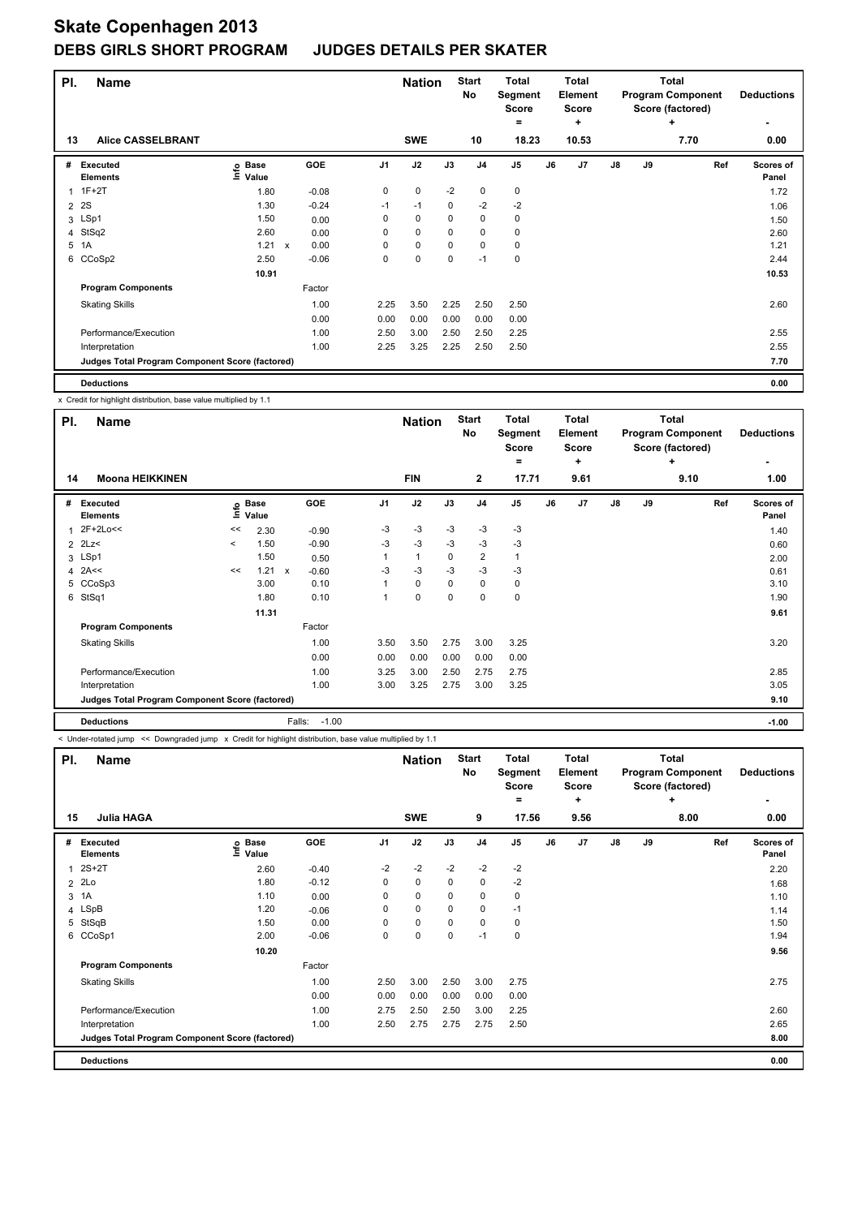# Skate Copenhagen 2013

## DEBS GIRLS SHORT PROGRAM JUDGES DETAILS PER SKATER

| Pl. | Name | Nation | Start No | Total Segment Score = | Total Element Score + | Total Program Component Score (factored) + | Deductions - |
|---|---|---|---|---|---|---|---|
| 13 | Alice CASSELBRANT | SWE | 10 | 18.23 | 10.53 | 7.70 | 0.00 |

| # | Executed Elements | Info | Base Value | | GOE | J1 | J2 | J3 | J4 | J5 | J6 | J7 | J8 | J9 | Ref | Scores of Panel |
|---|---|---|---|---|---|---|---|---|---|---|---|---|---|---|---|---|
| 1 | 1F+2T | | 1.80 | | -0.08 | 0 | 0 | -2 | 0 | 0 | | | | | | 1.72 |
| 2 | 2S | | 1.30 | | -0.24 | -1 | -1 | 0 | -2 | -2 | | | | | | 1.06 |
| 3 | LSp1 | | 1.50 | | 0.00 | 0 | 0 | 0 | 0 | 0 | | | | | | 1.50 |
| 4 | StSq2 | | 2.60 | | 0.00 | 0 | 0 | 0 | 0 | 0 | | | | | | 2.60 |
| 5 | 1A | | 1.21 | x | 0.00 | 0 | 0 | 0 | 0 | 0 | | | | | | 1.21 |
| 6 | CCoSp2 | | 2.50 | | -0.06 | 0 | 0 | 0 | -1 | 0 | | | | | | 2.44 |
| | | | 10.91 | | | | | | | | | | | | | 10.53 |
| | **Program Components** | | | | Factor | | | | | | | | | | | |
| | Skating Skills | | | | 1.00 | 2.25 | 3.50 | 2.25 | 2.50 | 2.50 | | | | | | 2.60 |
| | | | | | 0.00 | 0.00 | 0.00 | 0.00 | 0.00 | 0.00 | | | | | | |
| | Performance/Execution | | | | 1.00 | 2.50 | 3.00 | 2.50 | 2.50 | 2.25 | | | | | | 2.55 |
| | Interpretation | | | | 1.00 | 2.25 | 3.25 | 2.25 | 2.50 | 2.50 | | | | | | 2.55 |
| | **Judges Total Program Component Score (factored)** | | | | | | | | | | | | | | | 7.70 |
| | **Deductions** | | | | | | | | | | | | | | | 0.00 |

x Credit for highlight distribution, base value multiplied by 1.1

| Pl. | Name | Nation | Start No | Total Segment Score = | Total Element Score + | Total Program Component Score (factored) + | Deductions - |
|---|---|---|---|---|---|---|---|
| 14 | Moona HEIKKINEN | FIN | 2 | 17.71 | 9.61 | 9.10 | 1.00 |

| # | Executed Elements | Info | Base Value | | GOE | J1 | J2 | J3 | J4 | J5 | J6 | J7 | J8 | J9 | Ref | Scores of Panel |
|---|---|---|---|---|---|---|---|---|---|---|---|---|---|---|---|---|
| 1 | 2F+2Lo<< | << | 2.30 | | -0.90 | -3 | -3 | -3 | -3 | -3 | | | | | | 1.40 |
| 2 | 2Lz< | < | 1.50 | | -0.90 | -3 | -3 | -3 | -3 | -3 | | | | | | 0.60 |
| 3 | LSp1 | | 1.50 | | 0.50 | 1 | 1 | 0 | 2 | 1 | | | | | | 2.00 |
| 4 | 2A<< | << | 1.21 | x | -0.60 | -3 | -3 | -3 | -3 | -3 | | | | | | 0.61 |
| 5 | CCoSp3 | | 3.00 | | 0.10 | 1 | 0 | 0 | 0 | 0 | | | | | | 3.10 |
| 6 | StSq1 | | 1.80 | | 0.10 | 1 | 0 | 0 | 0 | 0 | | | | | | 1.90 |
| | | | 11.31 | | | | | | | | | | | | | 9.61 |
| | **Program Components** | | | | Factor | | | | | | | | | | | |
| | Skating Skills | | | | 1.00 | 3.50 | 3.50 | 2.75 | 3.00 | 3.25 | | | | | | 3.20 |
| | | | | | 0.00 | 0.00 | 0.00 | 0.00 | 0.00 | 0.00 | | | | | | |
| | Performance/Execution | | | | 1.00 | 3.25 | 3.00 | 2.50 | 2.75 | 2.75 | | | | | | 2.85 |
| | Interpretation | | | | 1.00 | 3.00 | 3.25 | 2.75 | 3.00 | 3.25 | | | | | | 3.05 |
| | **Judges Total Program Component Score (factored)** | | | | | | | | | | | | | | | 9.10 |
| | **Deductions** | | | | Falls: -1.00 | | | | | | | | | | | -1.00 |

< Under-rotated jump << Downgraded jump x Credit for highlight distribution, base value multiplied by 1.1

| Pl. | Name | Nation | Start No | Total Segment Score = | Total Element Score + | Total Program Component Score (factored) + | Deductions - |
|---|---|---|---|---|---|---|---|
| 15 | Julia HAGA | SWE | 9 | 17.56 | 9.56 | 8.00 | 0.00 |

| # | Executed Elements | Info | Base Value | | GOE | J1 | J2 | J3 | J4 | J5 | J6 | J7 | J8 | J9 | Ref | Scores of Panel |
|---|---|---|---|---|---|---|---|---|---|---|---|---|---|---|---|---|
| 1 | 2S+2T | | 2.60 | | -0.40 | -2 | -2 | -2 | -2 | -2 | | | | | | 2.20 |
| 2 | 2Lo | | 1.80 | | -0.12 | 0 | 0 | 0 | 0 | -2 | | | | | | 1.68 |
| 3 | 1A | | 1.10 | | 0.00 | 0 | 0 | 0 | 0 | 0 | | | | | | 1.10 |
| 4 | LSpB | | 1.20 | | -0.06 | 0 | 0 | 0 | 0 | -1 | | | | | | 1.14 |
| 5 | StSqB | | 1.50 | | 0.00 | 0 | 0 | 0 | 0 | 0 | | | | | | 1.50 |
| 6 | CCoSp1 | | 2.00 | | -0.06 | 0 | 0 | 0 | -1 | 0 | | | | | | 1.94 |
| | | | 10.20 | | | | | | | | | | | | | 9.56 |
| | **Program Components** | | | | Factor | | | | | | | | | | | |
| | Skating Skills | | | | 1.00 | 2.50 | 3.00 | 2.50 | 3.00 | 2.75 | | | | | | 2.75 |
| | | | | | 0.00 | 0.00 | 0.00 | 0.00 | 0.00 | 0.00 | | | | | | |
| | Performance/Execution | | | | 1.00 | 2.75 | 2.50 | 2.50 | 3.00 | 2.25 | | | | | | 2.60 |
| | Interpretation | | | | 1.00 | 2.50 | 2.75 | 2.75 | 2.75 | 2.50 | | | | | | 2.65 |
| | **Judges Total Program Component Score (factored)** | | | | | | | | | | | | | | | 8.00 |
| | **Deductions** | | | | | | | | | | | | | | | 0.00 |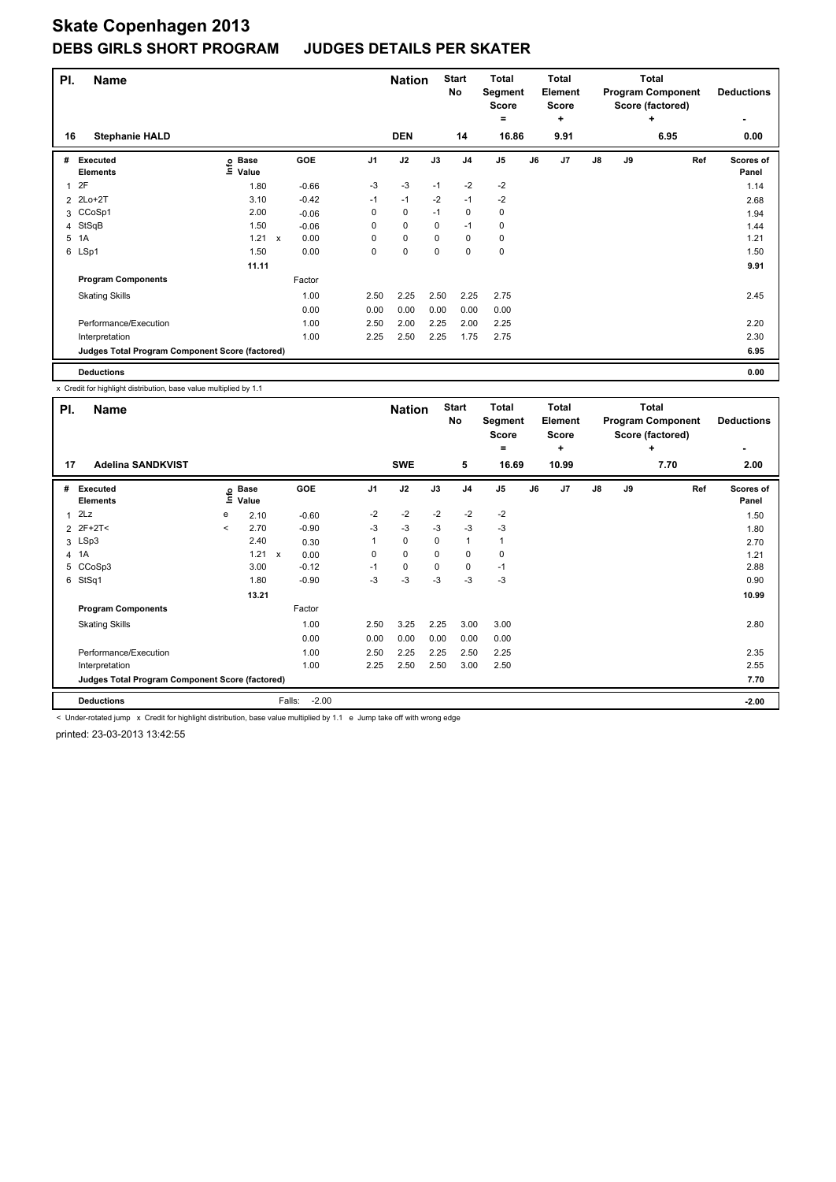# Skate Copenhagen 2013

## DEBS GIRLS SHORT PROGRAM JUDGES DETAILS PER SKATER

| Pl. | Name | Nation | Start No | Total Segment Score = | Total Element Score + | Total Program Component Score (factored) + | Deductions - |
|---|---|---|---|---|---|---|---|
| 16 | Stephanie HALD | DEN | 14 | 16.86 | 9.91 | 6.95 | 0.00 |

| # | Executed Elements | Info | Base Value | | GOE | J1 | J2 | J3 | J4 | J5 | J6 | J7 | J8 | J9 | Ref | Scores of Panel |
|---|---|---|---|---|---|---|---|---|---|---|---|---|---|---|---|---|
| 1 | 2F | | 1.80 | | -0.66 | -3 | -3 | -1 | -2 | -2 | | | | | | 1.14 |
| 2 | 2Lo+2T | | 3.10 | | -0.42 | -1 | -1 | -2 | -1 | -2 | | | | | | 2.68 |
| 3 | CCoSp1 | | 2.00 | | -0.06 | 0 | 0 | -1 | 0 | 0 | | | | | | 1.94 |
| 4 | StSqB | | 1.50 | | -0.06 | 0 | 0 | 0 | -1 | 0 | | | | | | 1.44 |
| 5 | 1A | | 1.21 | x | 0.00 | 0 | 0 | 0 | 0 | 0 | | | | | | 1.21 |
| 6 | LSp1 | | 1.50 | | 0.00 | 0 | 0 | 0 | 0 | 0 | | | | | | 1.50 |
| | | | 11.11 | | | | | | | | | | | | | 9.91 |
| | **Program Components** | | | | Factor | | | | | | | | | | | |
| | Skating Skills | | | | 1.00 | 2.50 | 2.25 | 2.50 | 2.25 | 2.75 | | | | | | 2.45 |
| | | | | | 0.00 | 0.00 | 0.00 | 0.00 | 0.00 | 0.00 | | | | | | |
| | Performance/Execution | | | | 1.00 | 2.50 | 2.00 | 2.25 | 2.00 | 2.25 | | | | | | 2.20 |
| | Interpretation | | | | 1.00 | 2.25 | 2.50 | 2.25 | 1.75 | 2.75 | | | | | | 2.30 |
| | **Judges Total Program Component Score (factored)** | | | | | | | | | | | | | | | 6.95 |
| | **Deductions** | | | | | | | | | | | | | | | 0.00 |

x Credit for highlight distribution, base value multiplied by 1.1

| Pl. | Name | Nation | Start No | Total Segment Score = | Total Element Score + | Total Program Component Score (factored) + | Deductions - |
|---|---|---|---|---|---|---|---|
| 17 | Adelina SANDKVIST | SWE | 5 | 16.69 | 10.99 | 7.70 | 2.00 |

| # | Executed Elements | Info | Base Value | | GOE | J1 | J2 | J3 | J4 | J5 | J6 | J7 | J8 | J9 | Ref | Scores of Panel |
|---|---|---|---|---|---|---|---|---|---|---|---|---|---|---|---|---|
| 1 | 2Lz | e | 2.10 | | -0.60 | -2 | -2 | -2 | -2 | -2 | | | | | | 1.50 |
| 2 | 2F+2T< | < | 2.70 | | -0.90 | -3 | -3 | -3 | -3 | -3 | | | | | | 1.80 |
| 3 | LSp3 | | 2.40 | | 0.30 | 1 | 0 | 0 | 1 | 1 | | | | | | 2.70 |
| 4 | 1A | | 1.21 | x | 0.00 | 0 | 0 | 0 | 0 | 0 | | | | | | 1.21 |
| 5 | CCoSp3 | | 3.00 | | -0.12 | -1 | 0 | 0 | 0 | -1 | | | | | | 2.88 |
| 6 | StSq1 | | 1.80 | | -0.90 | -3 | -3 | -3 | -3 | -3 | | | | | | 0.90 |
| | | | 13.21 | | | | | | | | | | | | | 10.99 |
| | **Program Components** | | | | Factor | | | | | | | | | | | |
| | Skating Skills | | | | 1.00 | 2.50 | 3.25 | 2.25 | 3.00 | 3.00 | | | | | | 2.80 |
| | | | | | 0.00 | 0.00 | 0.00 | 0.00 | 0.00 | 0.00 | | | | | | |
| | Performance/Execution | | | | 1.00 | 2.50 | 2.25 | 2.25 | 2.50 | 2.25 | | | | | | 2.35 |
| | Interpretation | | | | 1.00 | 2.25 | 2.50 | 2.50 | 3.00 | 2.50 | | | | | | 2.55 |
| | **Judges Total Program Component Score (factored)** | | | | | | | | | | | | | | | 7.70 |
| | **Deductions** | | | | Falls: -2.00 | | | | | | | | | | | -2.00 |

< Under-rotated jump x Credit for highlight distribution, base value multiplied by 1.1 e Jump take off with wrong edge

printed: 23-03-2013 13:42:55